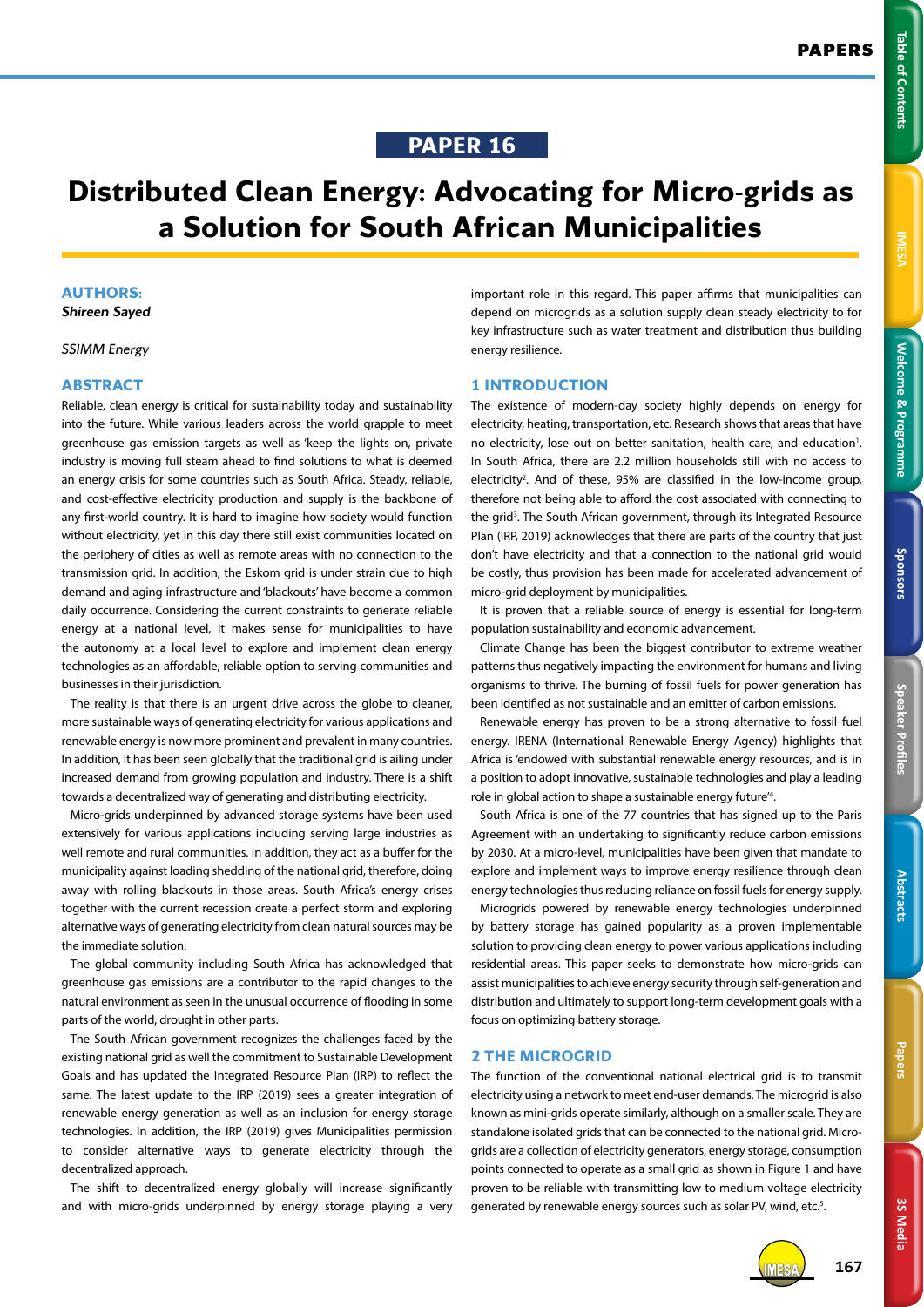## PAPER 16

# Distributed Clean Energy: Advocating for Micro-grids as a Solution for South African Municipalities

**AUTHORS:**

***Shireen Sayed***

*SSIMM Energy*

## ABSTRACT

Reliable, clean energy is critical for sustainability today and sustainability into the future. While various leaders across the world grapple to meet greenhouse gas emission targets as well as 'keep the lights on, private industry is moving full steam ahead to find solutions to what is deemed an energy crisis for some countries such as South Africa. Steady, reliable, and cost-effective electricity production and supply is the backbone of any first-world country. It is hard to imagine how society would function without electricity, yet in this day there still exist communities located on the periphery of cities as well as remote areas with no connection to the transmission grid. In addition, the Eskom grid is under strain due to high demand and aging infrastructure and 'blackouts' have become a common daily occurrence. Considering the current constraints to generate reliable energy at a national level, it makes sense for municipalities to have the autonomy at a local level to explore and implement clean energy technologies as an affordable, reliable option to serving communities and businesses in their jurisdiction.

The reality is that there is an urgent drive across the globe to cleaner, more sustainable ways of generating electricity for various applications and renewable energy is now more prominent and prevalent in many countries. In addition, it has been seen globally that the traditional grid is ailing under increased demand from growing population and industry. There is a shift towards a decentralized way of generating and distributing electricity.

Micro-grids underpinned by advanced storage systems have been used extensively for various applications including serving large industries as well remote and rural communities. In addition, they act as a buffer for the municipality against loading shedding of the national grid, therefore, doing away with rolling blackouts in those areas. South Africa's energy crises together with the current recession create a perfect storm and exploring alternative ways of generating electricity from clean natural sources may be the immediate solution.

The global community including South Africa has acknowledged that greenhouse gas emissions are a contributor to the rapid changes to the natural environment as seen in the unusual occurrence of flooding in some parts of the world, drought in other parts.

The South African government recognizes the challenges faced by the existing national grid as well the commitment to Sustainable Development Goals and has updated the Integrated Resource Plan (IRP) to reflect the same. The latest update to the IRP (2019) sees a greater integration of renewable energy generation as well as an inclusion for energy storage technologies. In addition, the IRP (2019) gives Municipalities permission to consider alternative ways to generate electricity through the decentralized approach.

The shift to decentralized energy globally will increase significantly and with micro-grids underpinned by energy storage playing a very important role in this regard. This paper affirms that municipalities can depend on microgrids as a solution supply clean steady electricity to for key infrastructure such as water treatment and distribution thus building energy resilience.

## 1 INTRODUCTION

The existence of modern-day society highly depends on energy for electricity, heating, transportation, etc. Research shows that areas that have no electricity, lose out on better sanitation, health care, and education[1]. In South Africa, there are 2.2 million households still with no access to electricity[2]. And of these, 95% are classified in the low-income group, therefore not being able to afford the cost associated with connecting to the grid[3]. The South African government, through its Integrated Resource Plan (IRP, 2019) acknowledges that there are parts of the country that just don't have electricity and that a connection to the national grid would be costly, thus provision has been made for accelerated advancement of micro-grid deployment by municipalities.

It is proven that a reliable source of energy is essential for long-term population sustainability and economic advancement.

Climate Change has been the biggest contributor to extreme weather patterns thus negatively impacting the environment for humans and living organisms to thrive. The burning of fossil fuels for power generation has been identified as not sustainable and an emitter of carbon emissions.

Renewable energy has proven to be a strong alternative to fossil fuel energy. IRENA (International Renewable Energy Agency) highlights that Africa is 'endowed with substantial renewable energy resources, and is in a position to adopt innovative, sustainable technologies and play a leading role in global action to shape a sustainable energy future'[4].

South Africa is one of the 77 countries that has signed up to the Paris Agreement with an undertaking to significantly reduce carbon emissions by 2030. At a micro-level, municipalities have been given that mandate to explore and implement ways to improve energy resilience through clean energy technologies thus reducing reliance on fossil fuels for energy supply.

Microgrids powered by renewable energy technologies underpinned by battery storage has gained popularity as a proven implementable solution to providing clean energy to power various applications including residential areas. This paper seeks to demonstrate how micro-grids can assist municipalities to achieve energy security through self-generation and distribution and ultimately to support long-term development goals with a focus on optimizing battery storage.

## 2 THE MICROGRID

The function of the conventional national electrical grid is to transmit electricity using a network to meet end-user demands. The microgrid is also known as mini-grids operate similarly, although on a smaller scale. They are standalone isolated grids that can be connected to the national grid. Micro-grids are a collection of electricity generators, energy storage, consumption points connected to operate as a small grid as shown in Figure 1 and have proven to be reliable with transmitting low to medium voltage electricity generated by renewable energy sources such as solar PV, wind, etc.[5].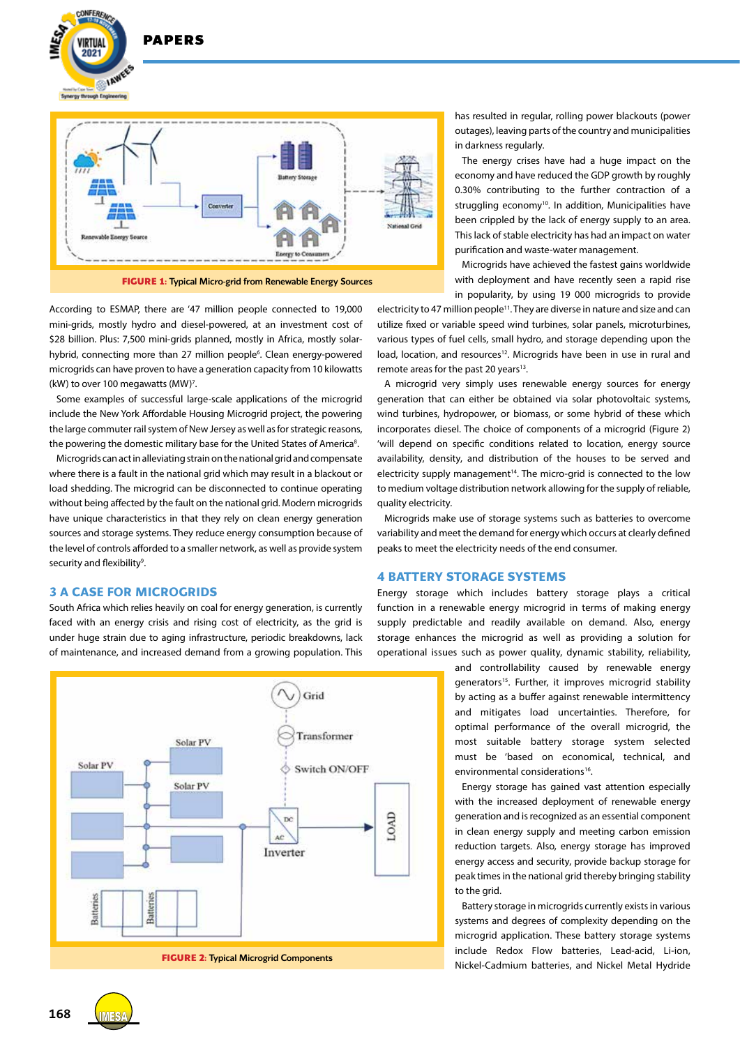FIGURE 1: Typical Micro-grid from Renewable Energy Sources

According to ESMAP, there are '47 million people connected to 19,000 mini-grids, mostly hydro and diesel-powered, at an investment cost of $28 billion. Plus: 7,500 mini-grids planned, mostly in Africa, mostly solar-hybrid, connecting more than 27 million people[6]. Clean energy-powered microgrids can have proven to have a generation capacity from 10 kilowatts (kW) to over 100 megawatts (MW)[7].

Some examples of successful large-scale applications of the microgrid include the New York Affordable Housing Microgrid project, the powering the large commuter rail system of New Jersey as well as for strategic reasons, the powering the domestic military base for the United States of America[8].

Microgrids can act in alleviating strain on the national grid and compensate where there is a fault in the national grid which may result in a blackout or load shedding. The microgrid can be disconnected to continue operating without being affected by the fault on the national grid. Modern microgrids have unique characteristics in that they rely on clean energy generation sources and storage systems. They reduce energy consumption because of the level of controls afforded to a smaller network, as well as provide system security and flexibility[9].

## 3 A CASE FOR MICROGRIDS

South Africa which relies heavily on coal for energy generation, is currently faced with an energy crisis and rising cost of electricity, as the grid is under huge strain due to aging infrastructure, periodic breakdowns, lack of maintenance, and increased demand from a growing population. This has resulted in regular, rolling power blackouts (power outages), leaving parts of the country and municipalities in darkness regularly.

The energy crises have had a huge impact on the economy and have reduced the GDP growth by roughly 0.30% contributing to the further contraction of a struggling economy[10]. In addition, Municipalities have been crippled by the lack of energy supply to an area. This lack of stable electricity has had an impact on water purification and waste-water management.

Microgrids have achieved the fastest gains worldwide with deployment and have recently seen a rapid rise in popularity, by using 19 000 microgrids to provide electricity to 47 million people[11]. They are diverse in nature and size and can utilize fixed or variable speed wind turbines, solar panels, microturbines, various types of fuel cells, small hydro, and storage depending upon the load, location, and resources[12]. Microgrids have been in use in rural and remote areas for the past 20 years[13].

A microgrid very simply uses renewable energy sources for energy generation that can either be obtained via solar photovoltaic systems, wind turbines, hydropower, or biomass, or some hybrid of these which incorporates diesel. The choice of components of a microgrid (Figure 2) 'will depend on specific conditions related to location, energy source availability, density, and distribution of the houses to be served and electricity supply management'[14]. The micro-grid is connected to the low to medium voltage distribution network allowing for the supply of reliable, quality electricity.

Microgrids make use of storage systems such as batteries to overcome variability and meet the demand for energy which occurs at clearly defined peaks to meet the electricity needs of the end consumer.

## 4 BATTERY STORAGE SYSTEMS

Energy storage which includes battery storage plays a critical function in a renewable energy microgrid in terms of making energy supply predictable and readily available on demand. Also, energy storage enhances the microgrid as well as providing a solution for operational issues such as power quality, dynamic stability, reliability, and controllability caused by renewable energy generators[15]. Further, it improves microgrid stability by acting as a buffer against renewable intermittency and mitigates load uncertainties. Therefore, for optimal performance of the overall microgrid, the most suitable battery storage system selected must be 'based on economical, technical, and environmental considerations[16].

Energy storage has gained vast attention especially with the increased deployment of renewable energy generation and is recognized as an essential component in clean energy supply and meeting carbon emission reduction targets. Also, energy storage has improved energy access and security, provide backup storage for peak times in the national grid thereby bringing stability to the grid.

Battery storage in microgrids currently exists in various systems and degrees of complexity depending on the microgrid application. These battery storage systems include Redox Flow batteries, Lead-acid, Li-ion, Nickel-Cadmium batteries, and Nickel Metal Hydride

FIGURE 2: Typical Microgrid Components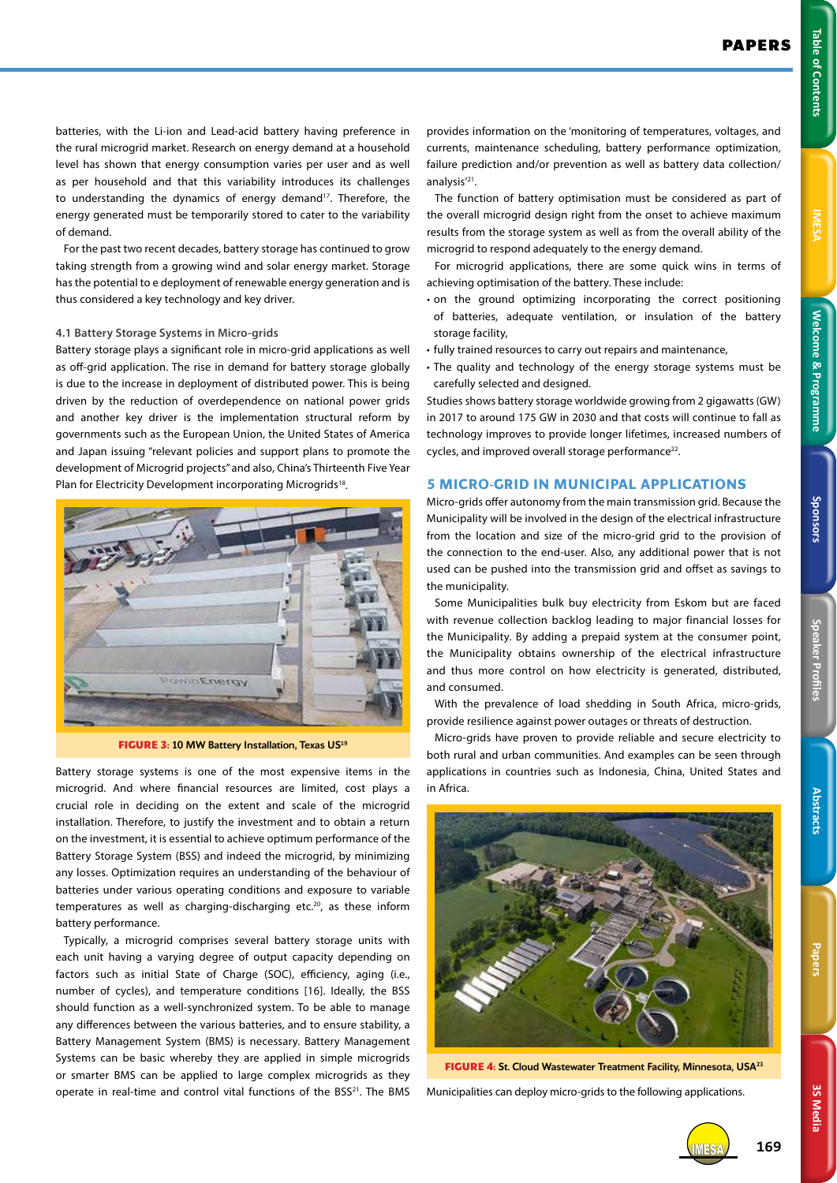batteries, with the Li-ion and Lead-acid battery having preference in the rural microgrid market. Research on energy demand at a household level has shown that energy consumption varies per user and as well as per household and that this variability introduces its challenges to understanding the dynamics of energy demand[17]. Therefore, the energy generated must be temporarily stored to cater to the variability of demand.

For the past two recent decades, battery storage has continued to grow taking strength from a growing wind and solar energy market. Storage has the potential to e deployment of renewable energy generation and is thus considered a key technology and key driver.

#### 4.1 Battery Storage Systems in Micro-grids

Battery storage plays a significant role in micro-grid applications as well as off-grid application. The rise in demand for battery storage globally is due to the increase in deployment of distributed power. This is being driven by the reduction of overdependence on national power grids and another key driver is the implementation structural reform by governments such as the European Union, the United States of America and Japan issuing "relevant policies and support plans to promote the development of Microgrid projects" and also, China's Thirteenth Five Year Plan for Electricity Development incorporating Microgrids[18].

**FIGURE 3:** 10 MW Battery Installation, Texas US[19]

Battery storage systems is one of the most expensive items in the microgrid. And where financial resources are limited, cost plays a crucial role in deciding on the extent and scale of the microgrid installation. Therefore, to justify the investment and to obtain a return on the investment, it is essential to achieve optimum performance of the Battery Storage System (BSS) and indeed the microgrid, by minimizing any losses. Optimization requires an understanding of the behaviour of batteries under various operating conditions and exposure to variable temperatures as well as charging-discharging etc.[20], as these inform battery performance.

Typically, a microgrid comprises several battery storage units with each unit having a varying degree of output capacity depending on factors such as initial State of Charge (SOC), efficiency, aging (i.e., number of cycles), and temperature conditions [16]. Ideally, the BSS should function as a well-synchronized system. To be able to manage any differences between the various batteries, and to ensure stability, a Battery Management System (BMS) is necessary. Battery Management Systems can be basic whereby they are applied in simple microgrids or smarter BMS can be applied to large complex microgrids as they operate in real-time and control vital functions of the BSS[21]. The BMS provides information on the 'monitoring of temperatures, voltages, and currents, maintenance scheduling, battery performance optimization, failure prediction and/or prevention as well as battery data collection/analysis'[21].

The function of battery optimisation must be considered as part of the overall microgrid design right from the onset to achieve maximum results from the storage system as well as from the overall ability of the microgrid to respond adequately to the energy demand.

For microgrid applications, there are some quick wins in terms of achieving optimisation of the battery. These include:

- on the ground optimizing incorporating the correct positioning of batteries, adequate ventilation, or insulation of the battery storage facility,
- fully trained resources to carry out repairs and maintenance,
- The quality and technology of the energy storage systems must be carefully selected and designed.

Studies shows battery storage worldwide growing from 2 gigawatts (GW) in 2017 to around 175 GW in 2030 and that costs will continue to fall as technology improves to provide longer lifetimes, increased numbers of cycles, and improved overall storage performance[22].

### 5 MICRO-GRID IN MUNICIPAL APPLICATIONS

Micro-grids offer autonomy from the main transmission grid. Because the Municipality will be involved in the design of the electrical infrastructure from the location and size of the micro-grid grid to the provision of the connection to the end-user. Also, any additional power that is not used can be pushed into the transmission grid and offset as savings to the municipality.

Some Municipalities bulk buy electricity from Eskom but are faced with revenue collection backlog leading to major financial losses for the Municipality. By adding a prepaid system at the consumer point, the Municipality obtains ownership of the electrical infrastructure and thus more control on how electricity is generated, distributed, and consumed.

With the prevalence of load shedding in South Africa, micro-grids, provide resilience against power outages or threats of destruction.

Micro-grids have proven to provide reliable and secure electricity to both rural and urban communities. And examples can be seen through applications in countries such as Indonesia, China, United States and in Africa.

**FIGURE 4:** St. Cloud Wastewater Treatment Facility, Minnesota, USA[23]

Municipalities can deploy micro-grids to the following applications.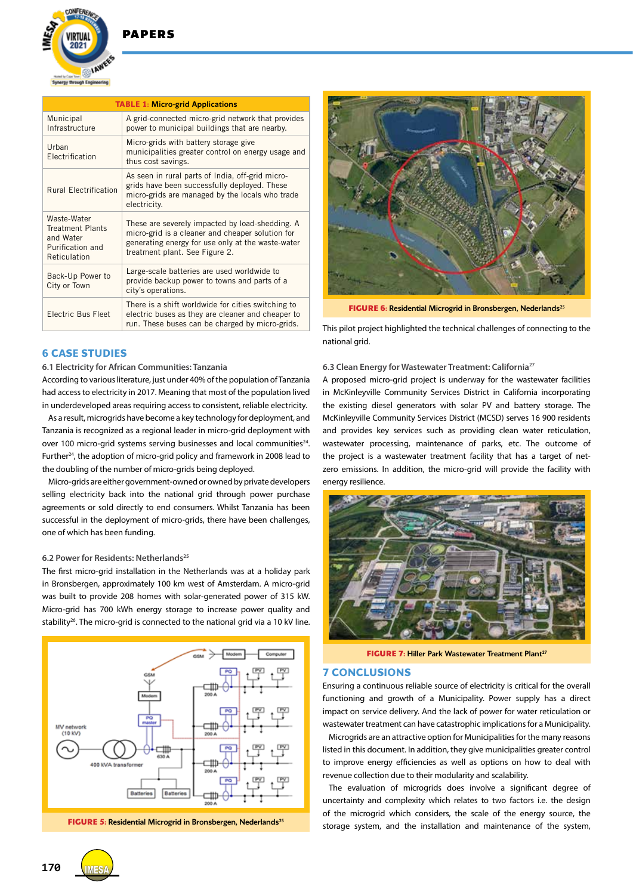**TABLE 1: Micro-grid Applications**

| | |
|---|---|
| Municipal Infrastructure | A grid-connected micro-grid network that provides power to municipal buildings that are nearby. |
| Urban Electrification | Micro-grids with battery storage give municipalities greater control on energy usage and thus cost savings. |
| Rural Electrification | As seen in rural parts of India, off-grid micro-grids have been successfully deployed. These micro-grids are managed by the locals who trade electricity. |
| Waste-Water Treatment Plants and Water Purification and Reticulation | These are severely impacted by load-shedding. A micro-grid is a cleaner and cheaper solution for generating energy for use only at the waste-water treatment plant. See Figure 2. |
| Back-Up Power to City or Town | Large-scale batteries are used worldwide to provide backup power to towns and parts of a city's operations. |
| Electric Bus Fleet | There is a shift worldwide for cities switching to electric buses as they are cleaner and cheaper to run. These buses can be charged by micro-grids. |

## 6 CASE STUDIES

### 6.1 Electricity for African Communities: Tanzania

According to various literature, just under 40% of the population of Tanzania had access to electricity in 2017. Meaning that most of the population lived in underdeveloped areas requiring access to consistent, reliable electricity.

As a result, microgrids have become a key technology for deployment, and Tanzania is recognized as a regional leader in micro-grid deployment with over 100 micro-grid systems serving businesses and local communities[24]. Further[24], the adoption of micro-grid policy and framework in 2008 lead to the doubling of the number of micro-grids being deployed.

Micro-grids are either government-owned or owned by private developers selling electricity back into the national grid through power purchase agreements or sold directly to end consumers. Whilst Tanzania has been successful in the deployment of micro-grids, there have been challenges, one of which has been funding.

### 6.2 Power for Residents: Netherlands[25]

The first micro-grid installation in the Netherlands was at a holiday park in Bronsbergen, approximately 100 km west of Amsterdam. A micro-grid was built to provide 208 homes with solar-generated power of 315 kW. Micro-grid has 700 kWh energy storage to increase power quality and stability[26]. The micro-grid is connected to the national grid via a 10 kV line.

FIGURE 5: Residential Microgrid in Bronsbergen, Nederlands[25]

FIGURE 6: Residential Microgrid in Bronsbergen, Nederlands[25]

This pilot project highlighted the technical challenges of connecting to the national grid.

### 6.3 Clean Energy for Wastewater Treatment: California[27]

A proposed micro-grid project is underway for the wastewater facilities in McKinleyville Community Services District in California incorporating the existing diesel generators with solar PV and battery storage. The McKinleyville Community Services District (MCSD) serves 16 900 residents and provides key services such as providing clean water reticulation, wastewater processing, maintenance of parks, etc. The outcome of the project is a wastewater treatment facility that has a target of net-zero emissions. In addition, the micro-grid will provide the facility with energy resilience.

FIGURE 7: Hiller Park Wastewater Treatment Plant[27]

## 7 CONCLUSIONS

Ensuring a continuous reliable source of electricity is critical for the overall functioning and growth of a Municipality. Power supply has a direct impact on service delivery. And the lack of power for water reticulation or wastewater treatment can have catastrophic implications for a Municipality.

Microgrids are an attractive option for Municipalities for the many reasons listed in this document. In addition, they give municipalities greater control to improve energy efficiencies as well as options on how to deal with revenue collection due to their modularity and scalability.

The evaluation of microgrids does involve a significant degree of uncertainty and complexity which relates to two factors i.e. the design of the microgrid which considers, the scale of the energy source, the storage system, and the installation and maintenance of the system,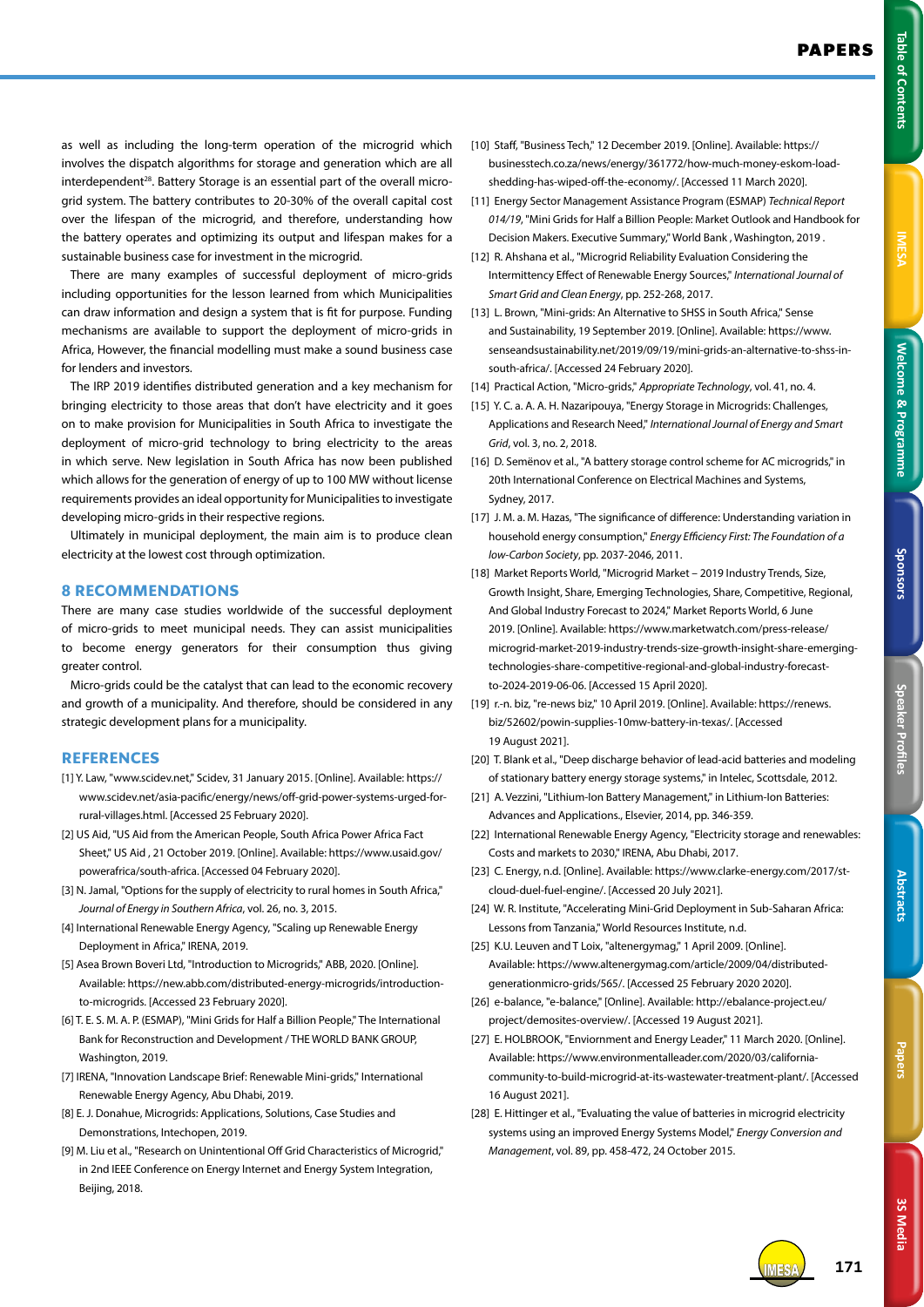as well as including the long-term operation of the microgrid which involves the dispatch algorithms for storage and generation which are all interdependent[28]. Battery Storage is an essential part of the overall micro-grid system. The battery contributes to 20-30% of the overall capital cost over the lifespan of the microgrid, and therefore, understanding how the battery operates and optimizing its output and lifespan makes for a sustainable business case for investment in the microgrid.

There are many examples of successful deployment of micro-grids including opportunities for the lesson learned from which Municipalities can draw information and design a system that is fit for purpose. Funding mechanisms are available to support the deployment of micro-grids in Africa, However, the financial modelling must make a sound business case for lenders and investors.

The IRP 2019 identifies distributed generation and a key mechanism for bringing electricity to those areas that don't have electricity and it goes on to make provision for Municipalities in South Africa to investigate the deployment of micro-grid technology to bring electricity to the areas in which serve. New legislation in South Africa has now been published which allows for the generation of energy of up to 100 MW without license requirements provides an ideal opportunity for Municipalities to investigate developing micro-grids in their respective regions.

Ultimately in municipal deployment, the main aim is to produce clean electricity at the lowest cost through optimization.

## 8 RECOMMENDATIONS

There are many case studies worldwide of the successful deployment of micro-grids to meet municipal needs. They can assist municipalities to become energy generators for their consumption thus giving greater control.

Micro-grids could be the catalyst that can lead to the economic recovery and growth of a municipality. And therefore, should be considered in any strategic development plans for a municipality.

## REFERENCES

[1] Y. Law, "www.scidev.net," Scidev, 31 January 2015. [Online]. Available: https://www.scidev.net/asia-pacific/energy/news/off-grid-power-systems-urged-for-rural-villages.html. [Accessed 25 February 2020].

[2] US Aid, "US Aid from the American People, South Africa Power Africa Fact Sheet," US Aid , 21 October 2019. [Online]. Available: https://www.usaid.gov/powerafrica/south-africa. [Accessed 04 February 2020].

[3] N. Jamal, "Options for the supply of electricity to rural homes in South Africa," *Journal of Energy in Southern Africa*, vol. 26, no. 3, 2015.

[4] International Renewable Energy Agency, "Scaling up Renewable Energy Deployment in Africa," IRENA, 2019.

[5] Asea Brown Boveri Ltd, "Introduction to Microgrids," ABB, 2020. [Online]. Available: https://new.abb.com/distributed-energy-microgrids/introduction-to-microgrids. [Accessed 23 February 2020].

[6] T. E. S. M. A. P. (ESMAP), "Mini Grids for Half a Billion People," The International Bank for Reconstruction and Development / THE WORLD BANK GROUP, Washington, 2019.

[7] IRENA, "Innovation Landscape Brief: Renewable Mini-grids," International Renewable Energy Agency, Abu Dhabi, 2019.

[8] E. J. Donahue, Microgrids: Applications, Solutions, Case Studies and Demonstrations, Intechopen, 2019.

[9] M. Liu et al., "Research on Unintentional Off Grid Characteristics of Microgrid," in 2nd IEEE Conference on Energy Internet and Energy System Integration, Beijing, 2018.

[10] Staff, "Business Tech," 12 December 2019. [Online]. Available: https://businesstech.co.za/news/energy/361772/how-much-money-eskom-load-shedding-has-wiped-off-the-economy/. [Accessed 11 March 2020].

[11] Energy Sector Management Assistance Program (ESMAP) *Technical Report 014/19*, "Mini Grids for Half a Billion People: Market Outlook and Handbook for Decision Makers. Executive Summary," World Bank , Washington, 2019 .

[12] R. Ahshana et al., "Microgrid Reliability Evaluation Considering the Intermittency Effect of Renewable Energy Sources," *International Journal of Smart Grid and Clean Energy*, pp. 252-268, 2017.

[13] L. Brown, "Mini-grids: An Alternative to SHSS in South Africa," Sense and Sustainability, 19 September 2019. [Online]. Available: https://www.senseandsustainability.net/2019/09/19/mini-grids-an-alternative-to-shss-in-south-africa/. [Accessed 24 February 2020].

[14] Practical Action, "Micro-grids," *Appropriate Technology*, vol. 41, no. 4.

[15] Y. C. a. A. A. H. Nazaripouya, "Energy Storage in Microgrids: Challenges, Applications and Research Need," *International Journal of Energy and Smart Grid*, vol. 3, no. 2, 2018.

[16] D. Semënov et al., "A battery storage control scheme for AC microgrids," in 20th International Conference on Electrical Machines and Systems, Sydney, 2017.

[17] J. M. a. M. Hazas, "The significance of difference: Understanding variation in household energy consumption," *Energy Efficiency First: The Foundation of a low-Carbon Society*, pp. 2037-2046, 2011.

[18] Market Reports World, "Microgrid Market – 2019 Industry Trends, Size, Growth Insight, Share, Emerging Technologies, Share, Competitive, Regional, And Global Industry Forecast to 2024," Market Reports World, 6 June 2019. [Online]. Available: https://www.marketwatch.com/press-release/microgrid-market-2019-industry-trends-size-growth-insight-share-emerging-technologies-share-competitive-regional-and-global-industry-forecast-to-2024-2019-06-06. [Accessed 15 April 2020].

[19] r.-n. biz, "re-news biz," 10 April 2019. [Online]. Available: https://renews.biz/52602/powin-supplies-10mw-battery-in-texas/. [Accessed 19 August 2021].

[20] T. Blank et al., "Deep discharge behavior of lead-acid batteries and modeling of stationary battery energy storage systems," in Intelec, Scottsdale, 2012.

[21] A. Vezzini, "Lithium-Ion Battery Management," in Lithium-Ion Batteries: Advances and Applications., Elsevier, 2014, pp. 346-359.

[22] International Renewable Energy Agency, "Electricity storage and renewables: Costs and markets to 2030," IRENA, Abu Dhabi, 2017.

[23] C. Energy, n.d. [Online]. Available: https://www.clarke-energy.com/2017/st-cloud-duel-fuel-engine/. [Accessed 20 July 2021].

[24] W. R. Institute, "Accelerating Mini-Grid Deployment in Sub-Saharan Africa: Lessons from Tanzania," World Resources Institute, n.d.

[25] K.U. Leuven and T Loix, "altenergymag," 1 April 2009. [Online]. Available: https://www.altenergymag.com/article/2009/04/distributed-generationmicro-grids/565/. [Accessed 25 February 2020 2020].

[26] e-balance, "e-balance," [Online]. Available: http://ebalance-project.eu/project/demosites-overview/. [Accessed 19 August 2021].

[27] E. HOLBROOK, "Enviornment and Energy Leader," 11 March 2020. [Online]. Available: https://www.environmentalleader.com/2020/03/california-community-to-build-microgrid-at-its-wastewater-treatment-plant/. [Accessed 16 August 2021].

[28] E. Hittinger et al., "Evaluating the value of batteries in microgrid electricity systems using an improved Energy Systems Model," *Energy Conversion and Management*, vol. 89, pp. 458-472, 24 October 2015.